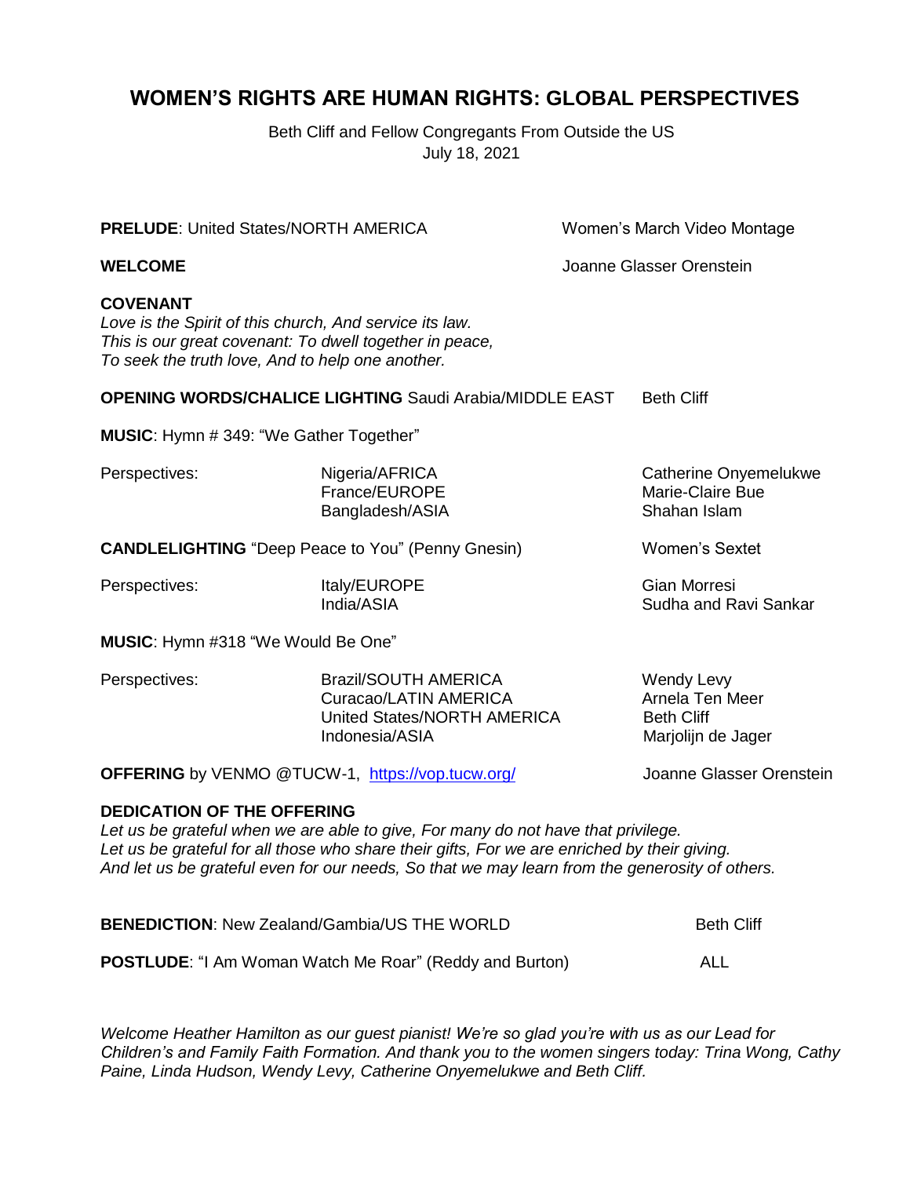# WOMEN'S RIGHTS ARE HUMAN RIGHTS: GLOBAL PERSPECTIVES

Beth Cliff and Fellow Congregants From Outside the US
July 18, 2021

**PRELUDE**: United States/NORTH AMERICA — Women's March Video Montage

**WELCOME** — Joanne Glasser Orenstein

**COVENANT**
*Love is the Spirit of this church, And service its law.*
*This is our great covenant: To dwell together in peace,*
*To seek the truth love, And to help one another.*

**OPENING WORDS/CHALICE LIGHTING** Saudi Arabia/MIDDLE EAST — Beth Cliff

**MUSIC**: Hymn # 349: "We Gather Together"

Perspectives:
- Nigeria/AFRICA — Catherine Onyemelukwe
- France/EUROPE — Marie-Claire Bue
- Bangladesh/ASIA — Shahan Islam

**CANDLELIGHTING** "Deep Peace to You" (Penny Gnesin) — Women's Sextet

Perspectives:
- Italy/EUROPE — Gian Morresi
- India/ASIA — Sudha and Ravi Sankar

**MUSIC**: Hymn #318 "We Would Be One"

Perspectives:
- Brazil/SOUTH AMERICA — Wendy Levy
- Curacao/LATIN AMERICA — Arnela Ten Meer
- United States/NORTH AMERICA — Beth Cliff
- Indonesia/ASIA — Marjolijn de Jager

**OFFERING** by VENMO @TUCW-1, https://vop.tucw.org/ — Joanne Glasser Orenstein

**DEDICATION OF THE OFFERING**
*Let us be grateful when we are able to give, For many do not have that privilege.*
*Let us be grateful for all those who share their gifts, For we are enriched by their giving.*
*And let us be grateful even for our needs, So that we may learn from the generosity of others.*

**BENEDICTION**: New Zealand/Gambia/US THE WORLD — Beth Cliff

**POSTLUDE**: "I Am Woman Watch Me Roar" (Reddy and Burton) — ALL

*Welcome Heather Hamilton as our guest pianist! We're so glad you're with us as our Lead for Children's and Family Faith Formation. And thank you to the women singers today: Trina Wong, Cathy Paine, Linda Hudson, Wendy Levy, Catherine Onyemelukwe and Beth Cliff.*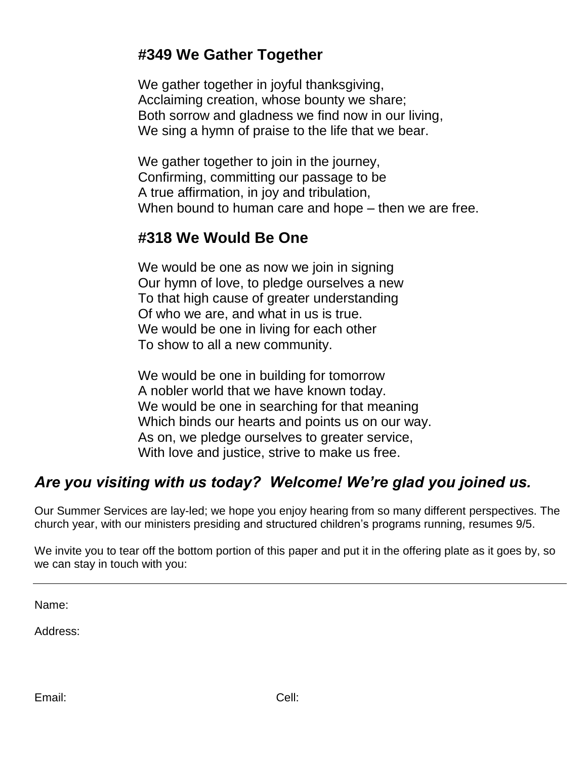### #349 We Gather Together

We gather together in joyful thanksgiving,
Acclaiming creation, whose bounty we share;
Both sorrow and gladness we find now in our living,
We sing a hymn of praise to the life that we bear.

We gather together to join in the journey,
Confirming, committing our passage to be
A true affirmation, in joy and tribulation,
When bound to human care and hope – then we are free.

### #318 We Would Be One

We would be one as now we join in signing
Our hymn of love, to pledge ourselves a new
To that high cause of greater understanding
Of who we are, and what in us is true.
We would be one in living for each other
To show to all a new community.

We would be one in building for tomorrow
A nobler world that we have known today.
We would be one in searching for that meaning
Which binds our hearts and points us on our way.
As on, we pledge ourselves to greater service,
With love and justice, strive to make us free.

## *Are you visiting with us today? Welcome! We're glad you joined us.*

Our Summer Services are lay-led; we hope you enjoy hearing from so many different perspectives. The church year, with our ministers presiding and structured children's programs running, resumes 9/5.

We invite you to tear off the bottom portion of this paper and put it in the offering plate as it goes by, so we can stay in touch with you:

---

Name:

Address:

Email: Cell: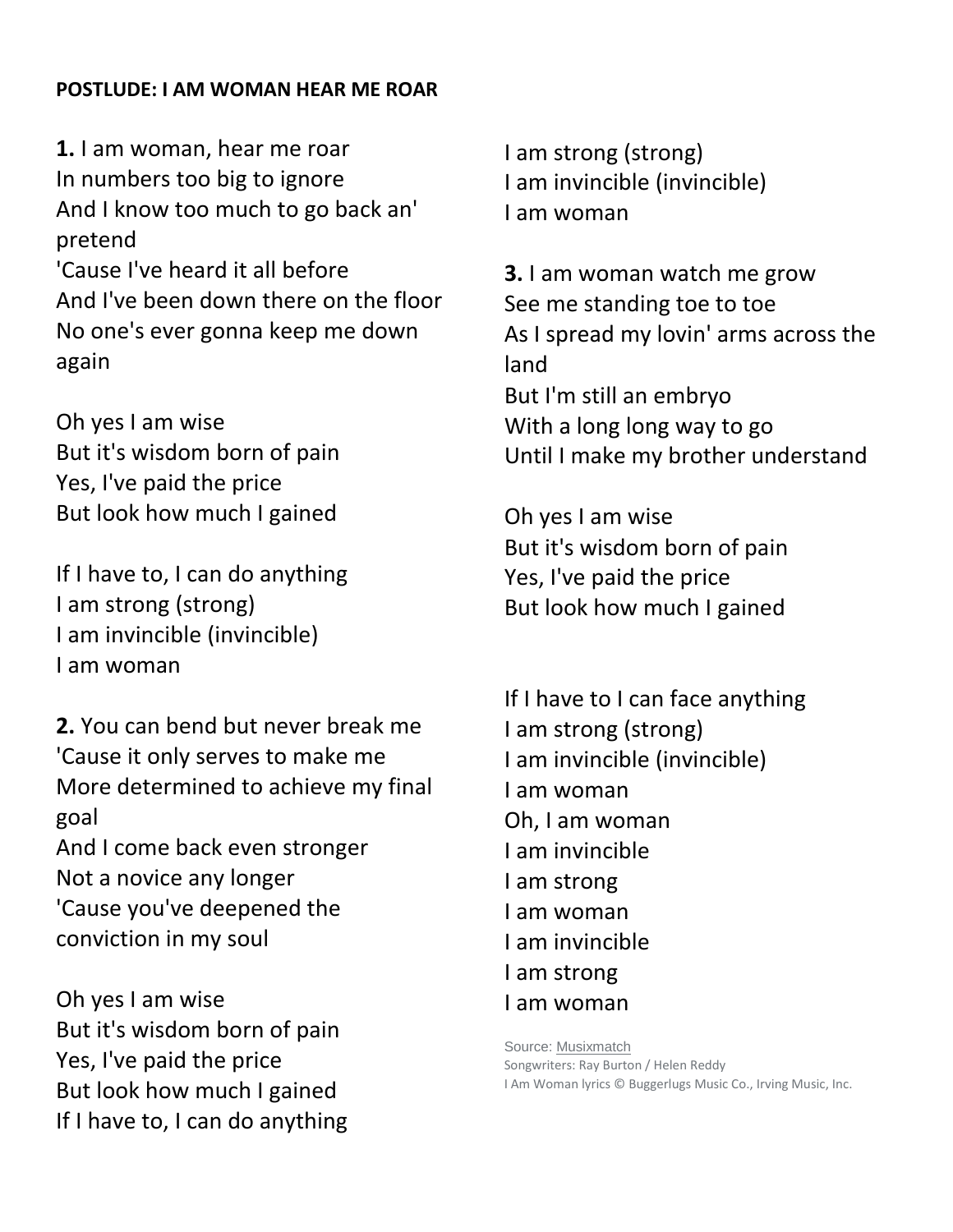**POSTLUDE: I AM WOMAN HEAR ME ROAR**

**1.** I am woman, hear me roar
In numbers too big to ignore
And I know too much to go back an' pretend
'Cause I've heard it all before
And I've been down there on the floor
No one's ever gonna keep me down again

Oh yes I am wise
But it's wisdom born of pain
Yes, I've paid the price
But look how much I gained

If I have to, I can do anything
I am strong (strong)
I am invincible (invincible)
I am woman

**2.** You can bend but never break me
'Cause it only serves to make me
More determined to achieve my final goal
And I come back even stronger
Not a novice any longer
'Cause you've deepened the conviction in my soul

Oh yes I am wise
But it's wisdom born of pain
Yes, I've paid the price
But look how much I gained
If I have to, I can do anything
I am strong (strong)
I am invincible (invincible)
I am woman

**3.** I am woman watch me grow
See me standing toe to toe
As I spread my lovin' arms across the land
But I'm still an embryo
With a long long way to go
Until I make my brother understand

Oh yes I am wise
But it's wisdom born of pain
Yes, I've paid the price
But look how much I gained

If I have to I can face anything
I am strong (strong)
I am invincible (invincible)
I am woman
Oh, I am woman
I am invincible
I am strong
I am woman
I am invincible
I am strong
I am woman

Source: Musixmatch
Songwriters: Ray Burton / Helen Reddy
I Am Woman lyrics © Buggerlugs Music Co., Irving Music, Inc.